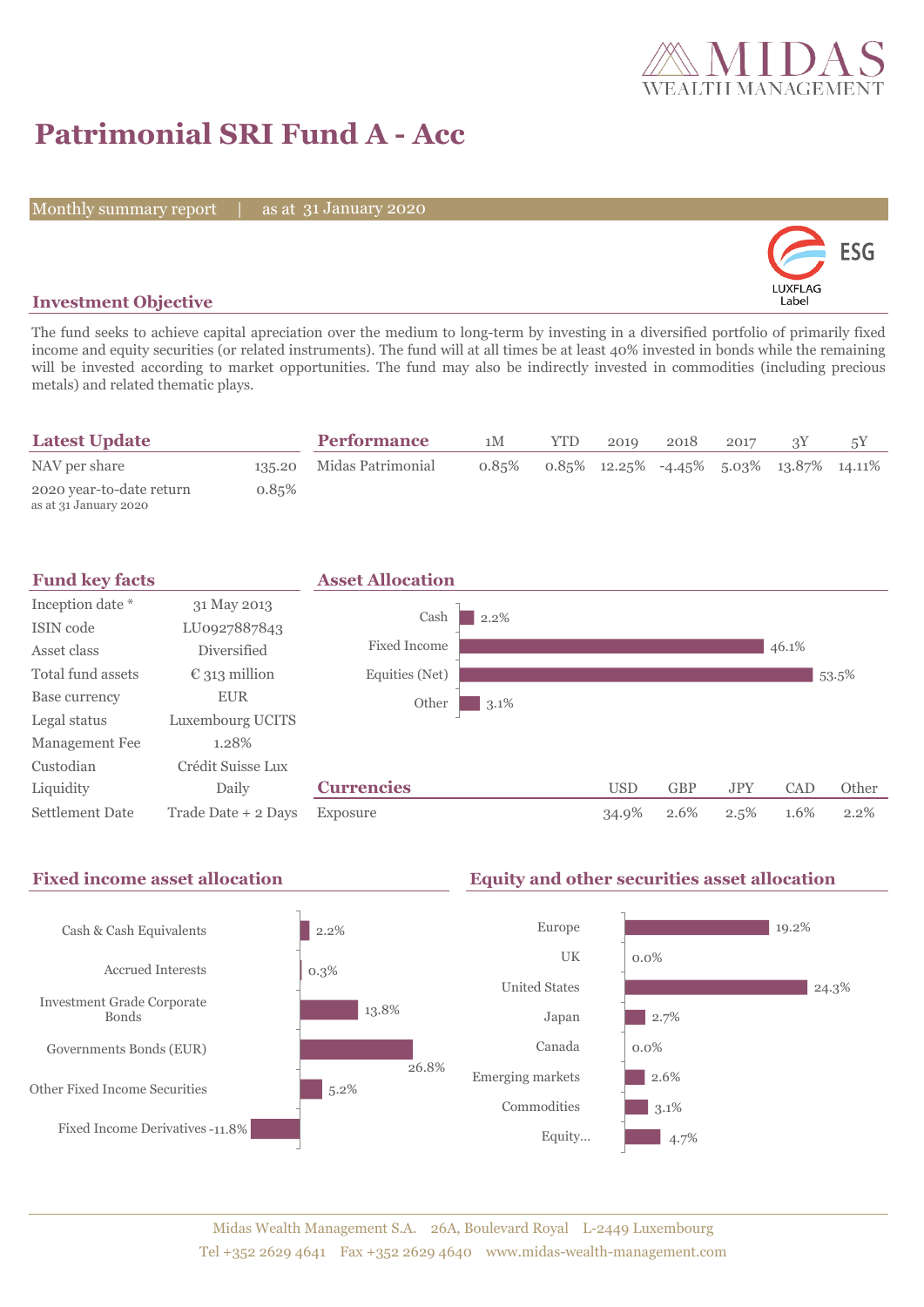# Patrimonial SRI Fund A - Acc

Monthly summary report | as at 31 January 2020

## Investment Objective

The fund seeks to achieve capital apreciation over the medium to long-term by investing in a diversified portfolio of primarily fixed income and equity securities (or related instruments). The fund will at all times be at least 40% invested in bonds while the remaining will be invested according to market opportunities. The fund may also be indirectly invested in commodities (including precious metals) and related thematic plays.

## Latest Update

| | |
|---|---|
| NAV per share | 135.20 |
| 2020 year-to-date return as at 31 January 2020 | 0.85% |

## Performance

| | 1M | YTD | 2019 | 2018 | 2017 | 3Y | 5Y |
|---|---|---|---|---|---|---|---|
| Midas Patrimonial | 0.85% | 0.85% | 12.25% | -4.45% | 5.03% | 13.87% | 14.11% |

## Fund key facts

| | |
|---|---|
| Inception date * | 31 May 2013 |
| ISIN code | LU0927887843 |
| Asset class | Diversified |
| Total fund assets | € 313 million |
| Base currency | EUR |
| Legal status | Luxembourg UCITS |
| Management Fee | 1.28% |
| Custodian | Crédit Suisse Lux |
| Liquidity | Daily |
| Settlement Date | Trade Date + 2 Days |

## Asset Allocation

| | |
|---|---|
| Cash | 2.2% |
| Fixed Income | 46.1% |
| Equities (Net) | 53.5% |
| Other | 3.1% |

## Currencies

| | USD | GBP | JPY | CAD | Other |
|---|---|---|---|---|---|
| Exposure | 34.9% | 2.6% | 2.5% | 1.6% | 2.2% |

## Fixed income asset allocation

| | |
|---|---|
| Cash & Cash Equivalents | 2.2% |
| Accrued Interests | 0.3% |
| Investment Grade Corporate Bonds | 13.8% |
| Governments Bonds (EUR) | 26.8% |
| Other Fixed Income Securities | 5.2% |
| Fixed Income Derivatives | -11.8% |

## Equity and other securities asset allocation

| | |
|---|---|
| Europe | 19.2% |
| UK | 0.0% |
| United States | 24.3% |
| Japan | 2.7% |
| Canada | 0.0% |
| Emerging markets | 2.6% |
| Commodities | 3.1% |
| Equity... | 4.7% |

Midas Wealth Management S.A. 26A, Boulevard Royal L-2449 Luxembourg
Tel +352 2629 4641 Fax +352 2629 4640 www.midas-wealth-management.com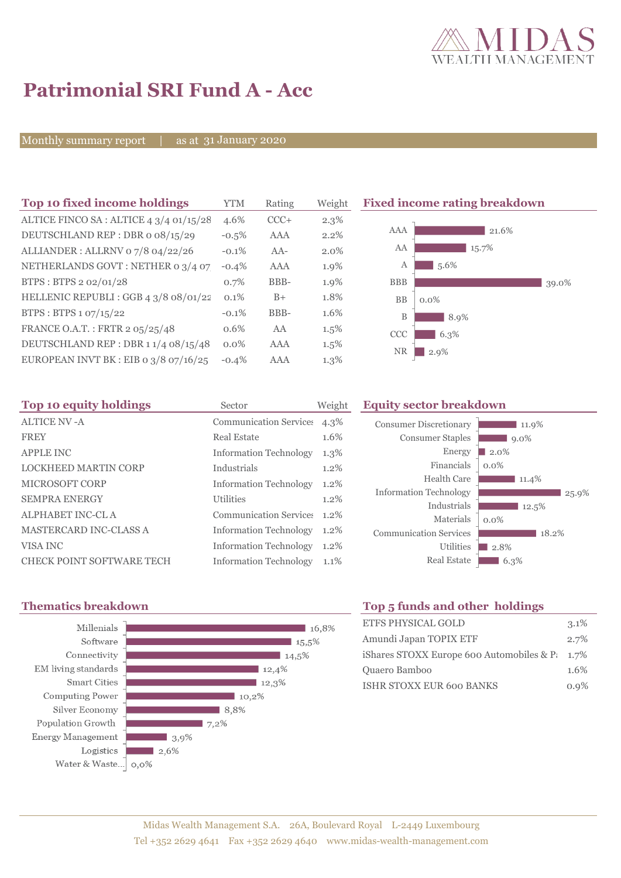# Patrimonial SRI Fund A - Acc

Monthly summary report | as at 31 January 2020

## Top 10 fixed income holdings

| Top 10 fixed income holdings | YTM | Rating | Weight |
|---|---|---|---|
| ALTICE FINCO SA : ALTICE 4 3/4 01/15/28 | 4.6% | CCC+ | 2.3% |
| DEUTSCHLAND REP : DBR 0 08/15/29 | -0.5% | AAA | 2.2% |
| ALLIANDER : ALLRNV 0 7/8 04/22/26 | -0.1% | AA- | 2.0% |
| NETHERLANDS GOVT : NETHER 0 3/4 07 | -0.4% | AAA | 1.9% |
| BTPS : BTPS 2 02/01/28 | 0.7% | BBB- | 1.9% |
| HELLENIC REPUBLI : GGB 4 3/8 08/01/22 | 0.1% | B+ | 1.8% |
| BTPS : BTPS 1 07/15/22 | -0.1% | BBB- | 1.6% |
| FRANCE O.A.T. : FRTR 2 05/25/48 | 0.6% | AA | 1.5% |
| DEUTSCHLAND REP : DBR 1 1/4 08/15/48 | 0.0% | AAA | 1.5% |
| EUROPEAN INVT BK : EIB 0 3/8 07/16/25 | -0.4% | AAA | 1.3% |

## Fixed income rating breakdown

| Rating | Weight |
|---|---|
| AAA | 21.6% |
| AA | 15.7% |
| A | 5.6% |
| BBB | 39.0% |
| BB | 0.0% |
| B | 8.9% |
| CCC | 6.3% |
| NR | 2.9% |

## Top 10 equity holdings

| Top 10 equity holdings | Sector | Weight |
|---|---|---|
| ALTICE NV -A | Communication Services | 4.3% |
| FREY | Real Estate | 1.6% |
| APPLE INC | Information Technology | 1.3% |
| LOCKHEED MARTIN CORP | Industrials | 1.2% |
| MICROSOFT CORP | Information Technology | 1.2% |
| SEMPRA ENERGY | Utilities | 1.2% |
| ALPHABET INC-CL A | Communication Services | 1.2% |
| MASTERCARD INC-CLASS A | Information Technology | 1.2% |
| VISA INC | Information Technology | 1.2% |
| CHECK POINT SOFTWARE TECH | Information Technology | 1.1% |

## Equity sector breakdown

| Sector | Weight |
|---|---|
| Consumer Discretionary | 11.9% |
| Consumer Staples | 9.0% |
| Energy | 2.0% |
| Financials | 0.0% |
| Health Care | 11.4% |
| Information Technology | 25.9% |
| Industrials | 12.5% |
| Materials | 0.0% |
| Communication Services | 18.2% |
| Utilities | 2.8% |
| Real Estate | 6.3% |

## Thematics breakdown

| Thematic | Weight |
|---|---|
| Millenials | 16,8% |
| Software | 15,5% |
| Connectivity | 14,5% |
| EM living standards | 12,4% |
| Smart Cities | 12,3% |
| Computing Power | 10,2% |
| Silver Economy | 8,8% |
| Population Growth | 7,2% |
| Energy Management | 3,9% |
| Logistics | 2,6% |
| Water & Waste... | 0,0% |

## Top 5 funds and other holdings

| Holding | Weight |
|---|---|
| ETFS PHYSICAL GOLD | 3.1% |
| Amundi Japan TOPIX ETF | 2.7% |
| iShares STOXX Europe 600 Automobiles & Pa | 1.7% |
| Quaero Bamboo | 1.6% |
| ISHR STOXX EUR 600 BANKS | 0.9% |

Midas Wealth Management S.A. 26A, Boulevard Royal L-2449 Luxembourg
Tel +352 2629 4641 Fax +352 2629 4640 www.midas-wealth-management.com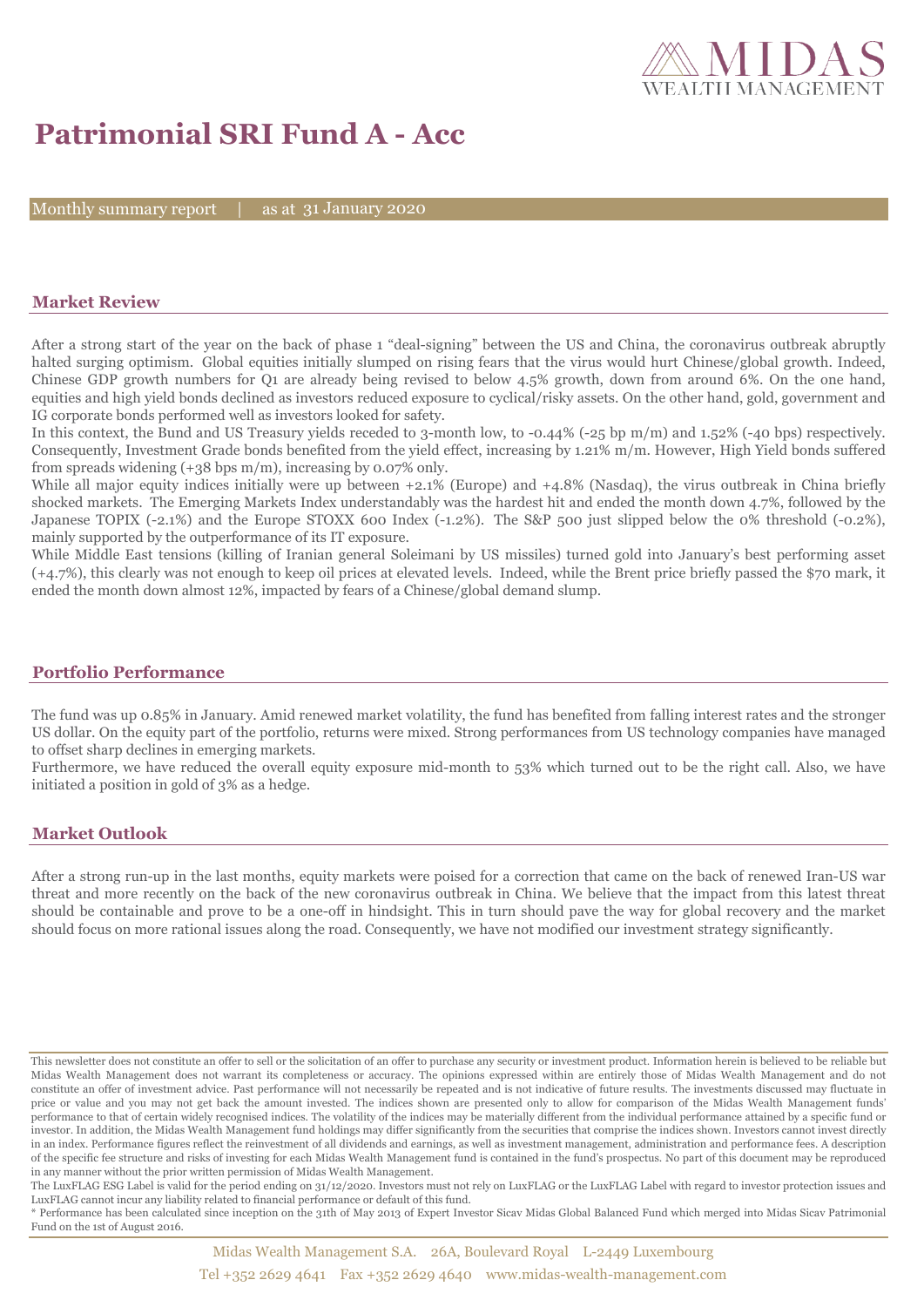# Patrimonial SRI Fund A - Acc

Monthly summary report | as at 31 January 2020

## Market Review

After a strong start of the year on the back of phase 1 "deal-signing" between the US and China, the coronavirus outbreak abruptly halted surging optimism. Global equities initially slumped on rising fears that the virus would hurt Chinese/global growth. Indeed, Chinese GDP growth numbers for Q1 are already being revised to below 4.5% growth, down from around 6%. On the one hand, equities and high yield bonds declined as investors reduced exposure to cyclical/risky assets. On the other hand, gold, government and IG corporate bonds performed well as investors looked for safety.

In this context, the Bund and US Treasury yields receded to 3-month low, to -0.44% (-25 bp m/m) and 1.52% (-40 bps) respectively. Consequently, Investment Grade bonds benefited from the yield effect, increasing by 1.21% m/m. However, High Yield bonds suffered from spreads widening (+38 bps m/m), increasing by 0.07% only.

While all major equity indices initially were up between +2.1% (Europe) and +4.8% (Nasdaq), the virus outbreak in China briefly shocked markets. The Emerging Markets Index understandably was the hardest hit and ended the month down 4.7%, followed by the Japanese TOPIX (-2.1%) and the Europe STOXX 600 Index (-1.2%). The S&P 500 just slipped below the 0% threshold (-0.2%), mainly supported by the outperformance of its IT exposure.

While Middle East tensions (killing of Iranian general Soleimani by US missiles) turned gold into January's best performing asset (+4.7%), this clearly was not enough to keep oil prices at elevated levels. Indeed, while the Brent price briefly passed the $70 mark, it ended the month down almost 12%, impacted by fears of a Chinese/global demand slump.

## Portfolio Performance

The fund was up 0.85% in January. Amid renewed market volatility, the fund has benefited from falling interest rates and the stronger US dollar. On the equity part of the portfolio, returns were mixed. Strong performances from US technology companies have managed to offset sharp declines in emerging markets.

Furthermore, we have reduced the overall equity exposure mid-month to 53% which turned out to be the right call. Also, we have initiated a position in gold of 3% as a hedge.

## Market Outlook

After a strong run-up in the last months, equity markets were poised for a correction that came on the back of renewed Iran-US war threat and more recently on the back of the new coronavirus outbreak in China. We believe that the impact from this latest threat should be containable and prove to be a one-off in hindsight. This in turn should pave the way for global recovery and the market should focus on more rational issues along the road. Consequently, we have not modified our investment strategy significantly.

This newsletter does not constitute an offer to sell or the solicitation of an offer to purchase any security or investment product. Information herein is believed to be reliable but Midas Wealth Management does not warrant its completeness or accuracy. The opinions expressed within are entirely those of Midas Wealth Management and do not constitute an offer of investment advice. Past performance will not necessarily be repeated and is not indicative of future results. The investments discussed may fluctuate in price or value and you may not get back the amount invested. The indices shown are presented only to allow for comparison of the Midas Wealth Management funds' performance to that of certain widely recognised indices. The volatility of the indices may be materially different from the individual performance attained by a specific fund or investor. In addition, the Midas Wealth Management fund holdings may differ significantly from the securities that comprise the indices shown. Investors cannot invest directly in an index. Performance figures reflect the reinvestment of all dividends and earnings, as well as investment management, administration and performance fees. A description of the specific fee structure and risks of investing for each Midas Wealth Management fund is contained in the fund's prospectus. No part of this document may be reproduced in any manner without the prior written permission of Midas Wealth Management.

The LuxFLAG ESG Label is valid for the period ending on 31/12/2020. Investors must not rely on LuxFLAG or the LuxFLAG Label with regard to investor protection issues and LuxFLAG cannot incur any liability related to financial performance or default of this fund.

\* Performance has been calculated since inception on the 31th of May 2013 of Expert Investor Sicav Midas Global Balanced Fund which merged into Midas Sicav Patrimonial Fund on the 1st of August 2016.

Midas Wealth Management S.A. 26A, Boulevard Royal L-2449 Luxembourg

Tel +352 2629 4641 Fax +352 2629 4640 www.midas-wealth-management.com